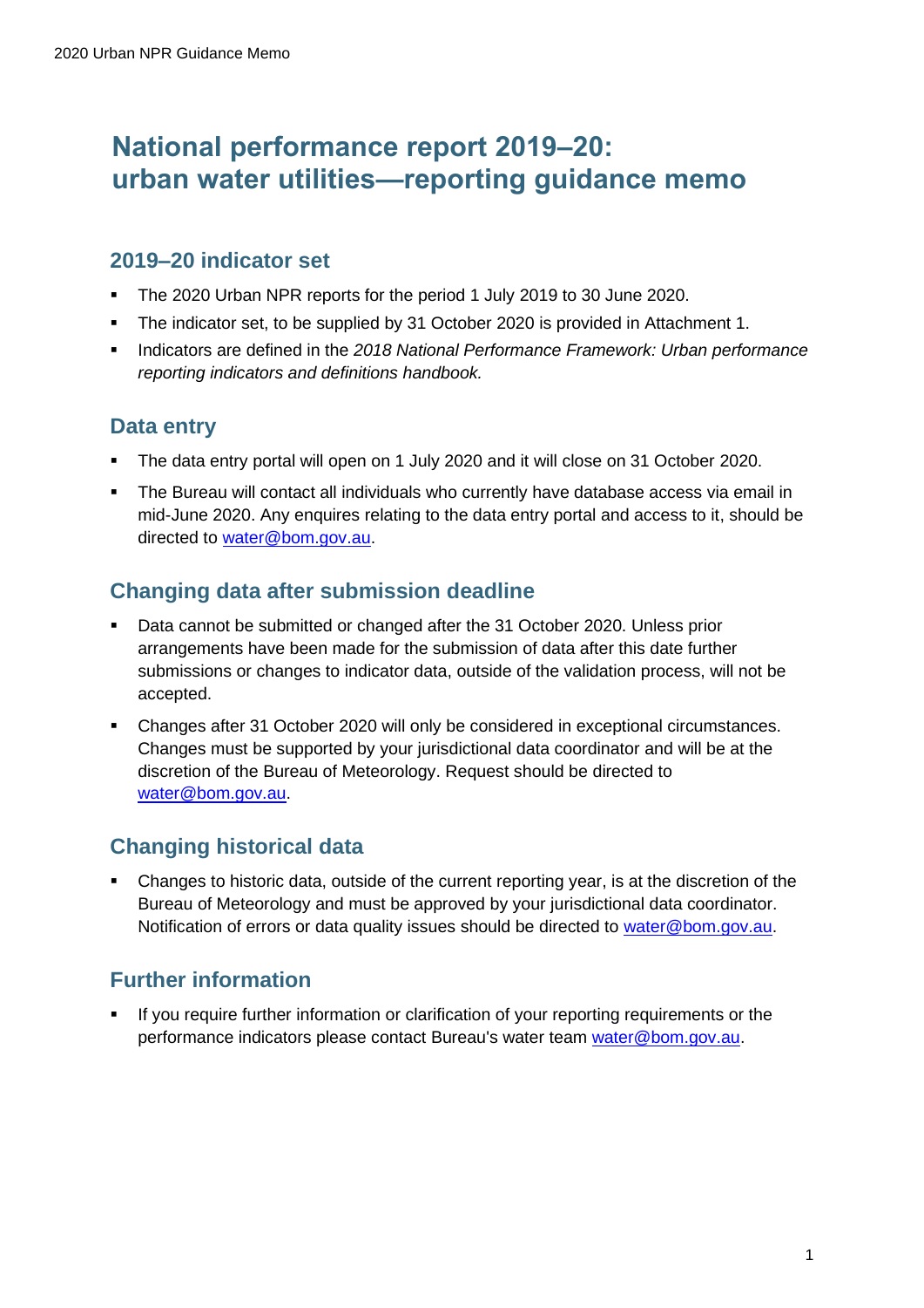# National performance report 2019–20: urban water utilities—reporting guidance memo

## 2019–20 indicator set

- The 2020 Urban NPR reports for the period 1 July 2019 to 30 June 2020.
- The indicator set, to be supplied by 31 October 2020 is provided in Attachment 1.
- Indicators are defined in the *2018 National Performance Framework: Urban performance reporting indicators and definitions handbook.*

## Data entry

- The data entry portal will open on 1 July 2020 and it will close on 31 October 2020.
- The Bureau will contact all individuals who currently have database access via email in mid-June 2020. Any enquires relating to the data entry portal and access to it, should be directed to water@bom.gov.au.

## Changing data after submission deadline

- Data cannot be submitted or changed after the 31 October 2020. Unless prior arrangements have been made for the submission of data after this date further submissions or changes to indicator data, outside of the validation process, will not be accepted.
- Changes after 31 October 2020 will only be considered in exceptional circumstances. Changes must be supported by your jurisdictional data coordinator and will be at the discretion of the Bureau of Meteorology. Request should be directed to water@bom.gov.au.

## Changing historical data

- Changes to historic data, outside of the current reporting year, is at the discretion of the Bureau of Meteorology and must be approved by your jurisdictional data coordinator. Notification of errors or data quality issues should be directed to water@bom.gov.au.

## Further information

- If you require further information or clarification of your reporting requirements or the performance indicators please contact Bureau's water team water@bom.gov.au.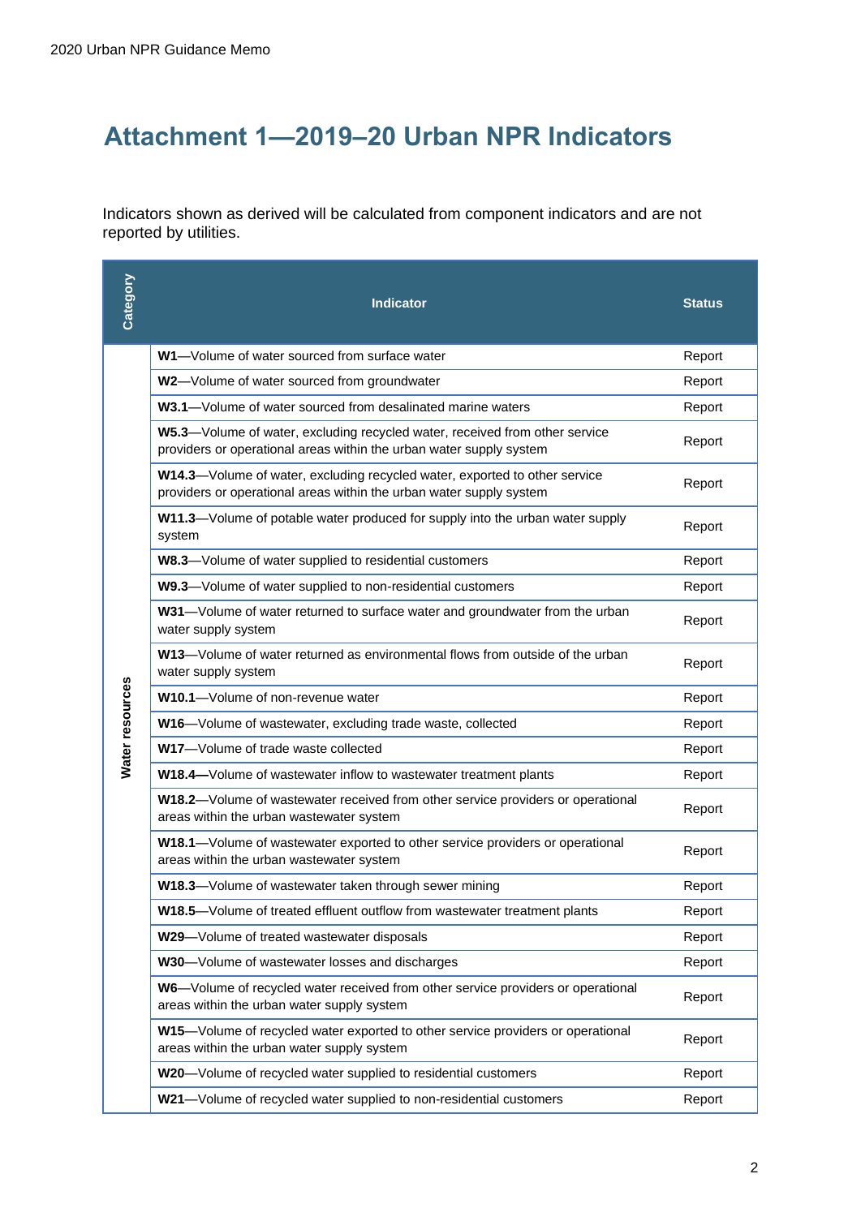# Attachment 1—2019–20 Urban NPR Indicators

Indicators shown as derived will be calculated from component indicators and are not reported by utilities.

| Category | Indicator | Status |
|---|---|---|
| Water resources | **W1**—Volume of water sourced from surface water | Report |
| | **W2**—Volume of water sourced from groundwater | Report |
| | **W3.1**—Volume of water sourced from desalinated marine waters | Report |
| | **W5.3**—Volume of water, excluding recycled water, received from other service providers or operational areas within the urban water supply system | Report |
| | **W14.3**—Volume of water, excluding recycled water, exported to other service providers or operational areas within the urban water supply system | Report |
| | **W11.3**—Volume of potable water produced for supply into the urban water supply system | Report |
| | **W8.3**—Volume of water supplied to residential customers | Report |
| | **W9.3**—Volume of water supplied to non-residential customers | Report |
| | **W31**—Volume of water returned to surface water and groundwater from the urban water supply system | Report |
| | **W13**—Volume of water returned as environmental flows from outside of the urban water supply system | Report |
| | **W10.1**—Volume of non-revenue water | Report |
| | **W16**—Volume of wastewater, excluding trade waste, collected | Report |
| | **W17**—Volume of trade waste collected | Report |
| | **W18.4—**Volume of wastewater inflow to wastewater treatment plants | Report |
| | **W18.2**—Volume of wastewater received from other service providers or operational areas within the urban wastewater system | Report |
| | **W18.1**—Volume of wastewater exported to other service providers or operational areas within the urban wastewater system | Report |
| | **W18.3**—Volume of wastewater taken through sewer mining | Report |
| | **W18.5**—Volume of treated effluent outflow from wastewater treatment plants | Report |
| | **W29**—Volume of treated wastewater disposals | Report |
| | **W30**—Volume of wastewater losses and discharges | Report |
| | **W6**—Volume of recycled water received from other service providers or operational areas within the urban water supply system | Report |
| | **W15**—Volume of recycled water exported to other service providers or operational areas within the urban water supply system | Report |
| | **W20**—Volume of recycled water supplied to residential customers | Report |
| | **W21**—Volume of recycled water supplied to non-residential customers | Report |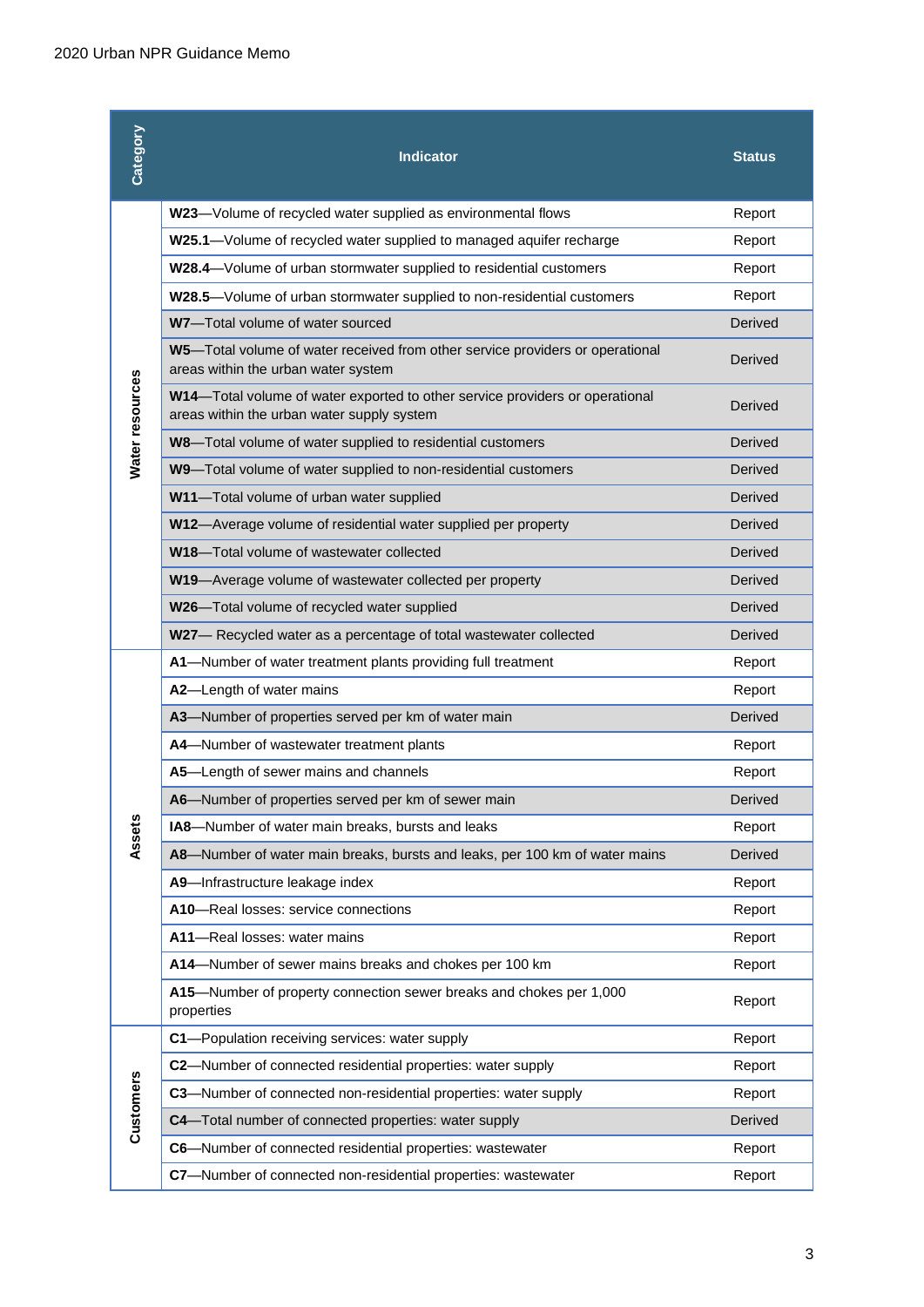| Category | Indicator | Status |
|---|---|---|
| Water resources | **W23**—Volume of recycled water supplied as environmental flows | Report |
| | **W25.1**—Volume of recycled water supplied to managed aquifer recharge | Report |
| | **W28.4**—Volume of urban stormwater supplied to residential customers | Report |
| | **W28.5**—Volume of urban stormwater supplied to non-residential customers | Report |
| | **W7**—Total volume of water sourced | Derived |
| | **W5**—Total volume of water received from other service providers or operational areas within the urban water system | Derived |
| | **W14**—Total volume of water exported to other service providers or operational areas within the urban water supply system | Derived |
| | **W8**—Total volume of water supplied to residential customers | Derived |
| | **W9**—Total volume of water supplied to non-residential customers | Derived |
| | **W11**—Total volume of urban water supplied | Derived |
| | **W12**—Average volume of residential water supplied per property | Derived |
| | **W18**—Total volume of wastewater collected | Derived |
| | **W19**—Average volume of wastewater collected per property | Derived |
| | **W26**—Total volume of recycled water supplied | Derived |
| | **W27**— Recycled water as a percentage of total wastewater collected | Derived |
| Assets | **A1**—Number of water treatment plants providing full treatment | Report |
| | **A2**—Length of water mains | Report |
| | **A3**—Number of properties served per km of water main | Derived |
| | **A4**—Number of wastewater treatment plants | Report |
| | **A5**—Length of sewer mains and channels | Report |
| | **A6**—Number of properties served per km of sewer main | Derived |
| | **IA8**—Number of water main breaks, bursts and leaks | Report |
| | **A8**—Number of water main breaks, bursts and leaks, per 100 km of water mains | Derived |
| | **A9**—Infrastructure leakage index | Report |
| | **A10**—Real losses: service connections | Report |
| | **A11**—Real losses: water mains | Report |
| | **A14**—Number of sewer mains breaks and chokes per 100 km | Report |
| | **A15**—Number of property connection sewer breaks and chokes per 1,000 properties | Report |
| Customers | **C1**—Population receiving services: water supply | Report |
| | **C2**—Number of connected residential properties: water supply | Report |
| | **C3**—Number of connected non-residential properties: water supply | Report |
| | **C4**—Total number of connected properties: water supply | Derived |
| | **C6**—Number of connected residential properties: wastewater | Report |
| | **C7**—Number of connected non-residential properties: wastewater | Report |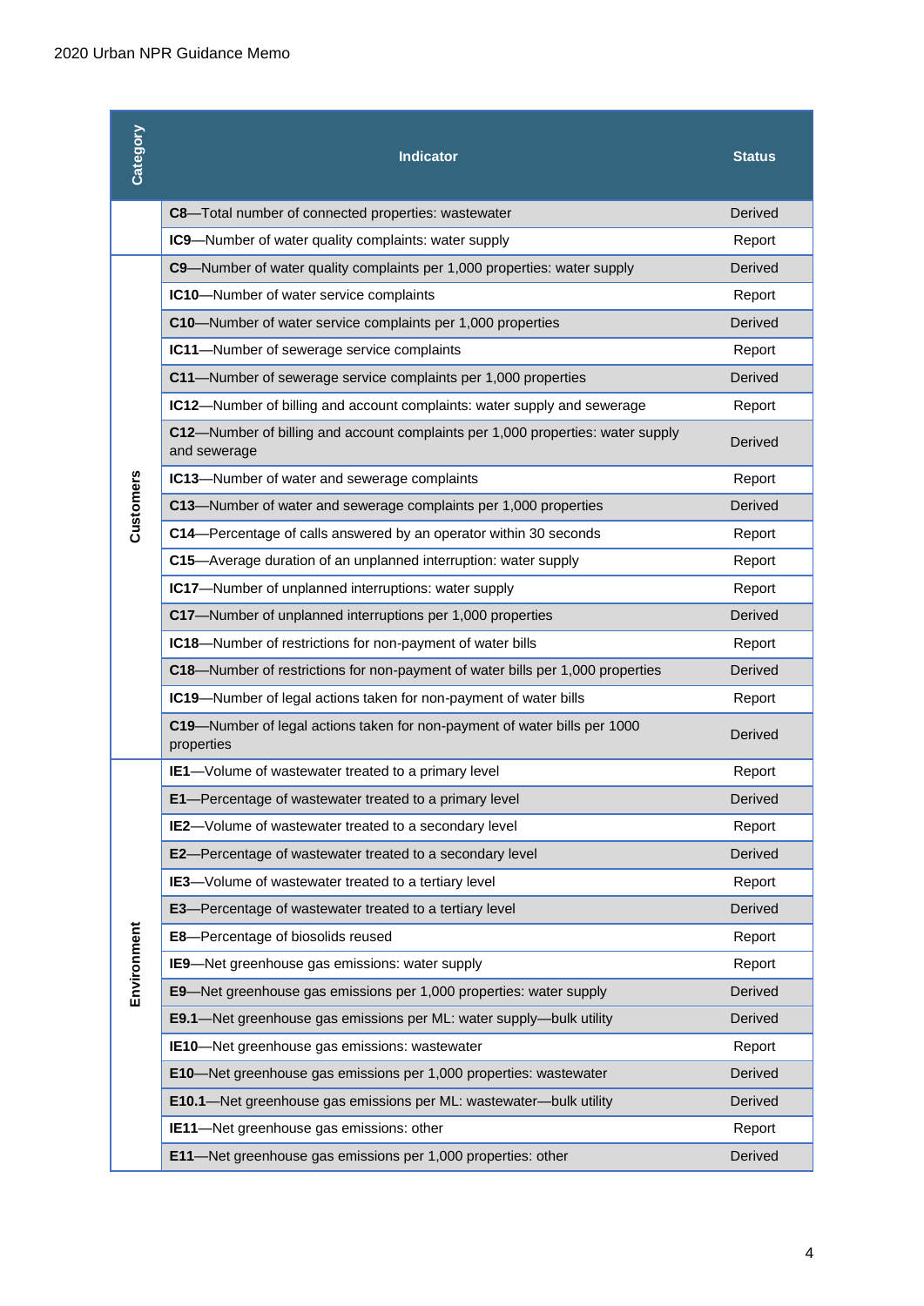| Category | Indicator | Status |
|---|---|---|
| | **C8**—Total number of connected properties: wastewater | Derived |
| | **IC9**—Number of water quality complaints: water supply | Report |
| Customers | **C9**—Number of water quality complaints per 1,000 properties: water supply | Derived |
| | **IC10**—Number of water service complaints | Report |
| | **C10**—Number of water service complaints per 1,000 properties | Derived |
| | **IC11**—Number of sewerage service complaints | Report |
| | **C11**—Number of sewerage service complaints per 1,000 properties | Derived |
| | **IC12**—Number of billing and account complaints: water supply and sewerage | Report |
| | **C12**—Number of billing and account complaints per 1,000 properties: water supply and sewerage | Derived |
| | **IC13**—Number of water and sewerage complaints | Report |
| | **C13**—Number of water and sewerage complaints per 1,000 properties | Derived |
| | **C14**—Percentage of calls answered by an operator within 30 seconds | Report |
| | **C15**—Average duration of an unplanned interruption: water supply | Report |
| | **IC17**—Number of unplanned interruptions: water supply | Report |
| | **C17**—Number of unplanned interruptions per 1,000 properties | Derived |
| | **IC18**—Number of restrictions for non-payment of water bills | Report |
| | **C18**—Number of restrictions for non-payment of water bills per 1,000 properties | Derived |
| | **IC19**—Number of legal actions taken for non-payment of water bills | Report |
| | **C19**—Number of legal actions taken for non-payment of water bills per 1000 properties | Derived |
| Environment | **IE1**—Volume of wastewater treated to a primary level | Report |
| | **E1**—Percentage of wastewater treated to a primary level | Derived |
| | **IE2**—Volume of wastewater treated to a secondary level | Report |
| | **E2**—Percentage of wastewater treated to a secondary level | Derived |
| | **IE3**—Volume of wastewater treated to a tertiary level | Report |
| | **E3**—Percentage of wastewater treated to a tertiary level | Derived |
| | **E8**—Percentage of biosolids reused | Report |
| | **IE9**—Net greenhouse gas emissions: water supply | Report |
| | **E9**—Net greenhouse gas emissions per 1,000 properties: water supply | Derived |
| | **E9.1**—Net greenhouse gas emissions per ML: water supply—bulk utility | Derived |
| | **IE10**—Net greenhouse gas emissions: wastewater | Report |
| | **E10**—Net greenhouse gas emissions per 1,000 properties: wastewater | Derived |
| | **E10.1**—Net greenhouse gas emissions per ML: wastewater—bulk utility | Derived |
| | **IE11**—Net greenhouse gas emissions: other | Report |
| | **E11**—Net greenhouse gas emissions per 1,000 properties: other | Derived |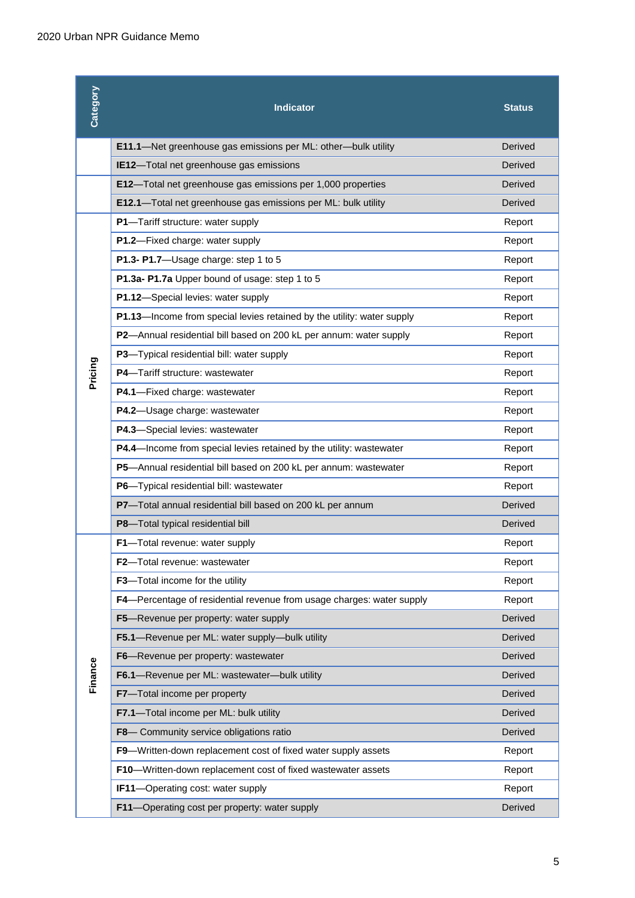| Category | Indicator | Status |
|---|---|---|
| | **E11.1**—Net greenhouse gas emissions per ML: other—bulk utility | Derived |
| | **IE12**—Total net greenhouse gas emissions | Derived |
| | **E12**—Total net greenhouse gas emissions per 1,000 properties | Derived |
| | **E12.1**—Total net greenhouse gas emissions per ML: bulk utility | Derived |
| Pricing | **P1**—Tariff structure: water supply | Report |
| | **P1.2**—Fixed charge: water supply | Report |
| | **P1.3- P1.7**—Usage charge: step 1 to 5 | Report |
| | **P1.3a- P1.7a** Upper bound of usage: step 1 to 5 | Report |
| | **P1.12**—Special levies: water supply | Report |
| | **P1.13**—Income from special levies retained by the utility: water supply | Report |
| | **P2**—Annual residential bill based on 200 kL per annum: water supply | Report |
| | **P3**—Typical residential bill: water supply | Report |
| | **P4**—Tariff structure: wastewater | Report |
| | **P4.1**—Fixed charge: wastewater | Report |
| | **P4.2**—Usage charge: wastewater | Report |
| | **P4.3**—Special levies: wastewater | Report |
| | **P4.4**—Income from special levies retained by the utility: wastewater | Report |
| | **P5**—Annual residential bill based on 200 kL per annum: wastewater | Report |
| | **P6**—Typical residential bill: wastewater | Report |
| | **P7**—Total annual residential bill based on 200 kL per annum | Derived |
| | **P8**—Total typical residential bill | Derived |
| Finance | **F1**—Total revenue: water supply | Report |
| | **F2**—Total revenue: wastewater | Report |
| | **F3**—Total income for the utility | Report |
| | **F4**—Percentage of residential revenue from usage charges: water supply | Report |
| | **F5**—Revenue per property: water supply | Derived |
| | **F5.1**—Revenue per ML: water supply—bulk utility | Derived |
| | **F6**—Revenue per property: wastewater | Derived |
| | **F6.1**—Revenue per ML: wastewater—bulk utility | Derived |
| | **F7**—Total income per property | Derived |
| | **F7.1**—Total income per ML: bulk utility | Derived |
| | **F8**— Community service obligations ratio | Derived |
| | **F9**—Written-down replacement cost of fixed water supply assets | Report |
| | **F10**—Written-down replacement cost of fixed wastewater assets | Report |
| | **IF11**—Operating cost: water supply | Report |
| | **F11**—Operating cost per property: water supply | Derived |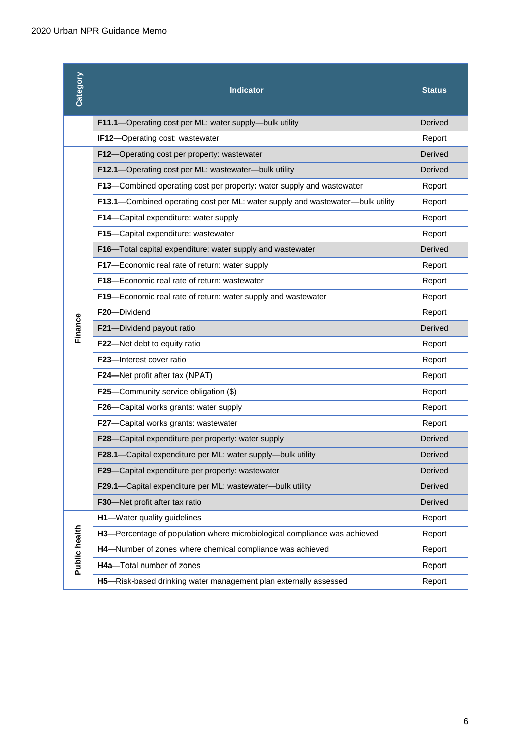| Category | Indicator | Status |
|---|---|---|
| | **F11.1**—Operating cost per ML: water supply—bulk utility | Derived |
| | **IF12**—Operating cost: wastewater | Report |
| Finance | **F12**—Operating cost per property: wastewater | Derived |
| | **F12.1**—Operating cost per ML: wastewater—bulk utility | Derived |
| | **F13**—Combined operating cost per property: water supply and wastewater | Report |
| | **F13.1**—Combined operating cost per ML: water supply and wastewater—bulk utility | Report |
| | **F14**—Capital expenditure: water supply | Report |
| | **F15**—Capital expenditure: wastewater | Report |
| | **F16**—Total capital expenditure: water supply and wastewater | Derived |
| | **F17**—Economic real rate of return: water supply | Report |
| | **F18**—Economic real rate of return: wastewater | Report |
| | **F19**—Economic real rate of return: water supply and wastewater | Report |
| | **F20**—Dividend | Report |
| | **F21**—Dividend payout ratio | Derived |
| | **F22**—Net debt to equity ratio | Report |
| | **F23**—Interest cover ratio | Report |
| | **F24**—Net profit after tax (NPAT) | Report |
| | **F25**—Community service obligation ($) | Report |
| | **F26**—Capital works grants: water supply | Report |
| | **F27**—Capital works grants: wastewater | Report |
| | **F28**—Capital expenditure per property: water supply | Derived |
| | **F28.1**—Capital expenditure per ML: water supply—bulk utility | Derived |
| | **F29**—Capital expenditure per property: wastewater | Derived |
| | **F29.1**—Capital expenditure per ML: wastewater—bulk utility | Derived |
| | **F30**—Net profit after tax ratio | Derived |
| Public health | **H1**—Water quality guidelines | Report |
| | **H3**—Percentage of population where microbiological compliance was achieved | Report |
| | **H4**—Number of zones where chemical compliance was achieved | Report |
| | **H4a**—Total number of zones | Report |
| | **H5**—Risk-based drinking water management plan externally assessed | Report |